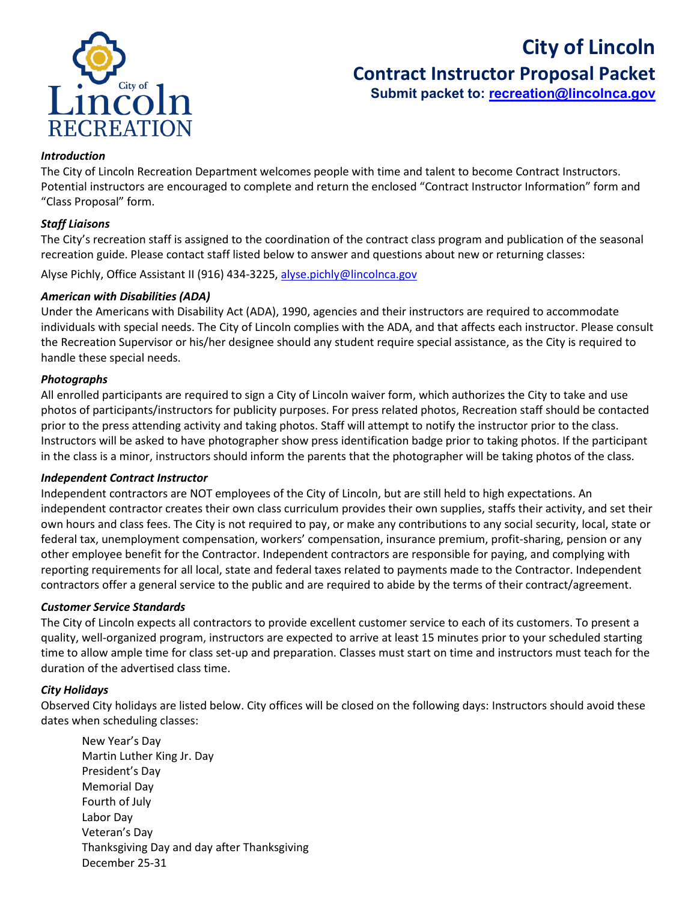# City of Lincoln

## Contract Instructor Proposal Packet

**Submit packet to: recreation@lincolnca.gov**

***Introduction***

The City of Lincoln Recreation Department welcomes people with time and talent to become Contract Instructors. Potential instructors are encouraged to complete and return the enclosed "Contract Instructor Information" form and "Class Proposal" form.

***Staff Liaisons***

The City's recreation staff is assigned to the coordination of the contract class program and publication of the seasonal recreation guide. Please contact staff listed below to answer and questions about new or returning classes:

Alyse Pichly, Office Assistant II (916) 434-3225, alyse.pichly@lincolnca.gov

***American with Disabilities (ADA)***

Under the Americans with Disability Act (ADA), 1990, agencies and their instructors are required to accommodate individuals with special needs. The City of Lincoln complies with the ADA, and that affects each instructor. Please consult the Recreation Supervisor or his/her designee should any student require special assistance, as the City is required to handle these special needs.

***Photographs***

All enrolled participants are required to sign a City of Lincoln waiver form, which authorizes the City to take and use photos of participants/instructors for publicity purposes. For press related photos, Recreation staff should be contacted prior to the press attending activity and taking photos. Staff will attempt to notify the instructor prior to the class. Instructors will be asked to have photographer show press identification badge prior to taking photos. If the participant in the class is a minor, instructors should inform the parents that the photographer will be taking photos of the class.

***Independent Contract Instructor***

Independent contractors are NOT employees of the City of Lincoln, but are still held to high expectations. An independent contractor creates their own class curriculum provides their own supplies, staffs their activity, and set their own hours and class fees. The City is not required to pay, or make any contributions to any social security, local, state or federal tax, unemployment compensation, workers' compensation, insurance premium, profit-sharing, pension or any other employee benefit for the Contractor. Independent contractors are responsible for paying, and complying with reporting requirements for all local, state and federal taxes related to payments made to the Contractor. Independent contractors offer a general service to the public and are required to abide by the terms of their contract/agreement.

***Customer Service Standards***

The City of Lincoln expects all contractors to provide excellent customer service to each of its customers. To present a quality, well-organized program, instructors are expected to arrive at least 15 minutes prior to your scheduled starting time to allow ample time for class set-up and preparation. Classes must start on time and instructors must teach for the duration of the advertised class time.

***City Holidays***

Observed City holidays are listed below. City offices will be closed on the following days: Instructors should avoid these dates when scheduling classes:

- New Year's Day
- Martin Luther King Jr. Day
- President's Day
- Memorial Day
- Fourth of July
- Labor Day
- Veteran's Day
- Thanksgiving Day and day after Thanksgiving
- December 25-31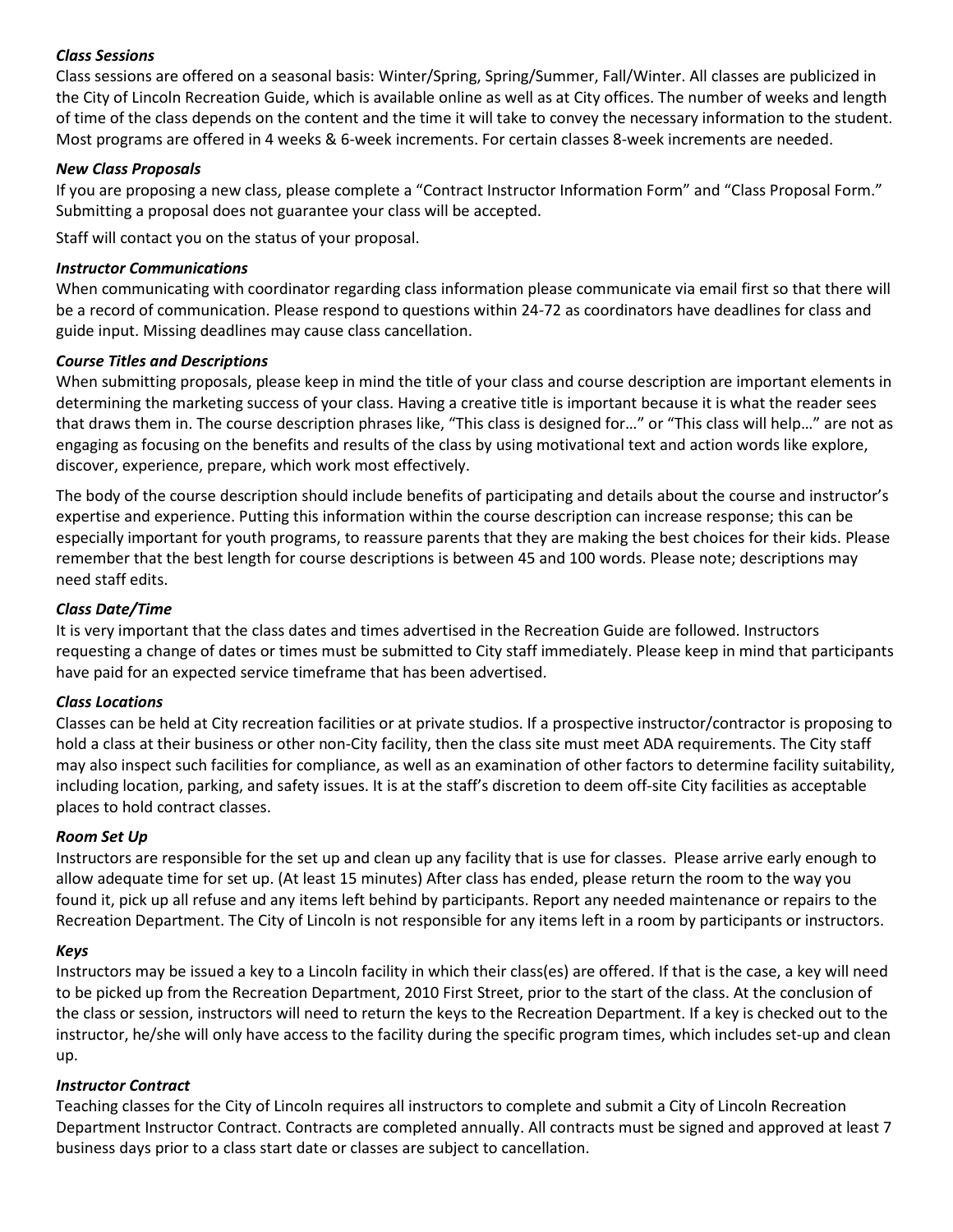***Class Sessions***

Class sessions are offered on a seasonal basis: Winter/Spring, Spring/Summer, Fall/Winter. All classes are publicized in the City of Lincoln Recreation Guide, which is available online as well as at City offices. The number of weeks and length of time of the class depends on the content and the time it will take to convey the necessary information to the student. Most programs are offered in 4 weeks & 6-week increments. For certain classes 8-week increments are needed.

***New Class Proposals***

If you are proposing a new class, please complete a "Contract Instructor Information Form" and "Class Proposal Form." Submitting a proposal does not guarantee your class will be accepted.

Staff will contact you on the status of your proposal.

***Instructor Communications***

When communicating with coordinator regarding class information please communicate via email first so that there will be a record of communication. Please respond to questions within 24-72 as coordinators have deadlines for class and guide input. Missing deadlines may cause class cancellation.

***Course Titles and Descriptions***

When submitting proposals, please keep in mind the title of your class and course description are important elements in determining the marketing success of your class. Having a creative title is important because it is what the reader sees that draws them in. The course description phrases like, "This class is designed for…" or "This class will help…" are not as engaging as focusing on the benefits and results of the class by using motivational text and action words like explore, discover, experience, prepare, which work most effectively.

The body of the course description should include benefits of participating and details about the course and instructor's expertise and experience. Putting this information within the course description can increase response; this can be especially important for youth programs, to reassure parents that they are making the best choices for their kids. Please remember that the best length for course descriptions is between 45 and 100 words. Please note; descriptions may need staff edits.

***Class Date/Time***

It is very important that the class dates and times advertised in the Recreation Guide are followed. Instructors requesting a change of dates or times must be submitted to City staff immediately. Please keep in mind that participants have paid for an expected service timeframe that has been advertised.

***Class Locations***

Classes can be held at City recreation facilities or at private studios. If a prospective instructor/contractor is proposing to hold a class at their business or other non-City facility, then the class site must meet ADA requirements. The City staff may also inspect such facilities for compliance, as well as an examination of other factors to determine facility suitability, including location, parking, and safety issues. It is at the staff's discretion to deem off-site City facilities as acceptable places to hold contract classes.

***Room Set Up***

Instructors are responsible for the set up and clean up any facility that is use for classes. Please arrive early enough to allow adequate time for set up. (At least 15 minutes) After class has ended, please return the room to the way you found it, pick up all refuse and any items left behind by participants. Report any needed maintenance or repairs to the Recreation Department. The City of Lincoln is not responsible for any items left in a room by participants or instructors.

***Keys***

Instructors may be issued a key to a Lincoln facility in which their class(es) are offered. If that is the case, a key will need to be picked up from the Recreation Department, 2010 First Street, prior to the start of the class. At the conclusion of the class or session, instructors will need to return the keys to the Recreation Department. If a key is checked out to the instructor, he/she will only have access to the facility during the specific program times, which includes set-up and clean up.

***Instructor Contract***

Teaching classes for the City of Lincoln requires all instructors to complete and submit a City of Lincoln Recreation Department Instructor Contract. Contracts are completed annually. All contracts must be signed and approved at least 7 business days prior to a class start date or classes are subject to cancellation.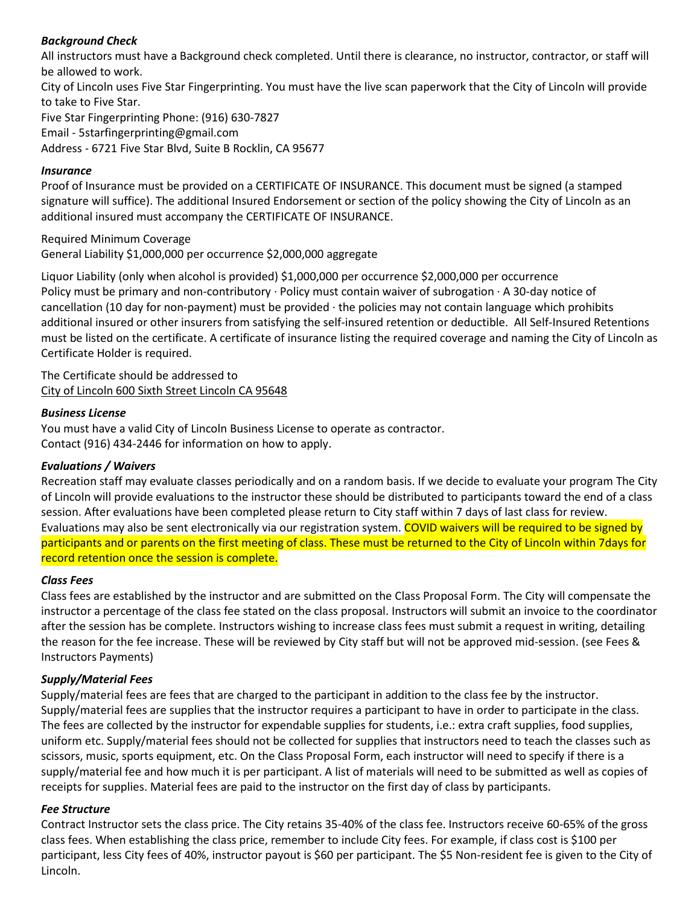***Background Check***

All instructors must have a Background check completed. Until there is clearance, no instructor, contractor, or staff will be allowed to work.

City of Lincoln uses Five Star Fingerprinting. You must have the live scan paperwork that the City of Lincoln will provide to take to Five Star.

Five Star Fingerprinting Phone: (916) 630-7827

Email - 5starfingerprinting@gmail.com

Address - 6721 Five Star Blvd, Suite B Rocklin, CA 95677

***Insurance***

Proof of Insurance must be provided on a CERTIFICATE OF INSURANCE. This document must be signed (a stamped signature will suffice). The additional Insured Endorsement or section of the policy showing the City of Lincoln as an additional insured must accompany the CERTIFICATE OF INSURANCE.

Required Minimum Coverage

General Liability $1,000,000 per occurrence $2,000,000 aggregate

Liquor Liability (only when alcohol is provided) $1,000,000 per occurrence $2,000,000 per occurrence

Policy must be primary and non-contributory · Policy must contain waiver of subrogation · A 30-day notice of cancellation (10 day for non-payment) must be provided · the policies may not contain language which prohibits additional insured or other insurers from satisfying the self-insured retention or deductible. All Self-Insured Retentions must be listed on the certificate. A certificate of insurance listing the required coverage and naming the City of Lincoln as Certificate Holder is required.

The Certificate should be addressed to

City of Lincoln 600 Sixth Street Lincoln CA 95648

***Business License***

You must have a valid City of Lincoln Business License to operate as contractor.

Contact (916) 434-2446 for information on how to apply.

***Evaluations / Waivers***

Recreation staff may evaluate classes periodically and on a random basis. If we decide to evaluate your program The City of Lincoln will provide evaluations to the instructor these should be distributed to participants toward the end of a class session. After evaluations have been completed please return to City staff within 7 days of last class for review. Evaluations may also be sent electronically via our registration system. COVID waivers will be required to be signed by participants and or parents on the first meeting of class. These must be returned to the City of Lincoln within 7days for record retention once the session is complete.

***Class Fees***

Class fees are established by the instructor and are submitted on the Class Proposal Form. The City will compensate the instructor a percentage of the class fee stated on the class proposal. Instructors will submit an invoice to the coordinator after the session has be complete. Instructors wishing to increase class fees must submit a request in writing, detailing the reason for the fee increase. These will be reviewed by City staff but will not be approved mid-session. (see Fees & Instructors Payments)

***Supply/Material Fees***

Supply/material fees are fees that are charged to the participant in addition to the class fee by the instructor. Supply/material fees are supplies that the instructor requires a participant to have in order to participate in the class. The fees are collected by the instructor for expendable supplies for students, i.e.: extra craft supplies, food supplies, uniform etc. Supply/material fees should not be collected for supplies that instructors need to teach the classes such as scissors, music, sports equipment, etc. On the Class Proposal Form, each instructor will need to specify if there is a supply/material fee and how much it is per participant. A list of materials will need to be submitted as well as copies of receipts for supplies. Material fees are paid to the instructor on the first day of class by participants.

***Fee Structure***

Contract Instructor sets the class price. The City retains 35-40% of the class fee. Instructors receive 60-65% of the gross class fees. When establishing the class price, remember to include City fees. For example, if class cost is $100 per participant, less City fees of 40%, instructor payout is $60 per participant. The $5 Non-resident fee is given to the City of Lincoln.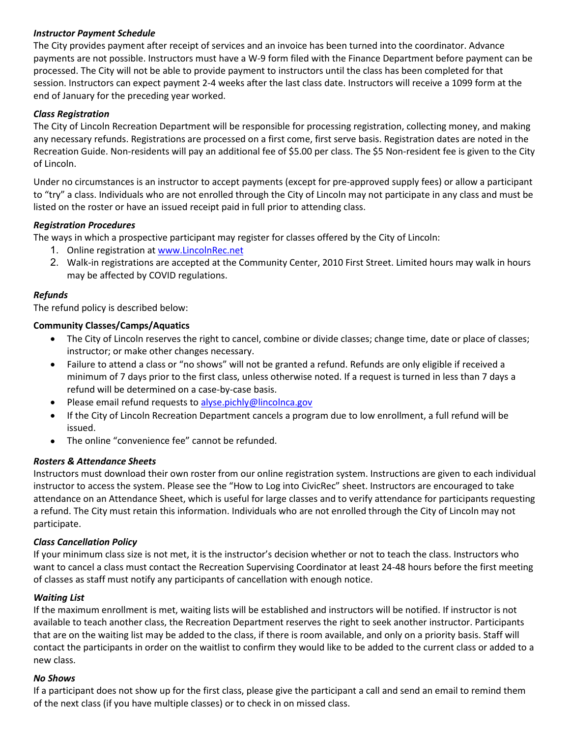***Instructor Payment Schedule***
The City provides payment after receipt of services and an invoice has been turned into the coordinator. Advance payments are not possible. Instructors must have a W-9 form filed with the Finance Department before payment can be processed. The City will not be able to provide payment to instructors until the class has been completed for that session. Instructors can expect payment 2-4 weeks after the last class date. Instructors will receive a 1099 form at the end of January for the preceding year worked.

***Class Registration***
The City of Lincoln Recreation Department will be responsible for processing registration, collecting money, and making any necessary refunds. Registrations are processed on a first come, first serve basis. Registration dates are noted in the Recreation Guide. Non-residents will pay an additional fee of $5.00 per class. The $5 Non-resident fee is given to the City of Lincoln.

Under no circumstances is an instructor to accept payments (except for pre-approved supply fees) or allow a participant to "try" a class. Individuals who are not enrolled through the City of Lincoln may not participate in any class and must be listed on the roster or have an issued receipt paid in full prior to attending class.

***Registration Procedures***
The ways in which a prospective participant may register for classes offered by the City of Lincoln:

1. Online registration at [www.LincolnRec.net](www.LincolnRec.net)
2. Walk-in registrations are accepted at the Community Center, 2010 First Street. Limited hours may walk in hours may be affected by COVID regulations.

***Refunds***
The refund policy is described below:

**Community Classes/Camps/Aquatics**

- The City of Lincoln reserves the right to cancel, combine or divide classes; change time, date or place of classes; instructor; or make other changes necessary.
- Failure to attend a class or "no shows" will not be granted a refund. Refunds are only eligible if received a minimum of 7 days prior to the first class, unless otherwise noted. If a request is turned in less than 7 days a refund will be determined on a case-by-case basis.
- Please email refund requests to [alyse.pichly@lincolnca.gov](mailto:alyse.pichly@lincolnca.gov)
- If the City of Lincoln Recreation Department cancels a program due to low enrollment, a full refund will be issued.
- The online "convenience fee" cannot be refunded.

***Rosters & Attendance Sheets***
Instructors must download their own roster from our online registration system. Instructions are given to each individual instructor to access the system. Please see the "How to Log into CivicRec" sheet. Instructors are encouraged to take attendance on an Attendance Sheet, which is useful for large classes and to verify attendance for participants requesting a refund. The City must retain this information. Individuals who are not enrolled through the City of Lincoln may not participate.

***Class Cancellation Policy***
If your minimum class size is not met, it is the instructor's decision whether or not to teach the class. Instructors who want to cancel a class must contact the Recreation Supervising Coordinator at least 24-48 hours before the first meeting of classes as staff must notify any participants of cancellation with enough notice.

***Waiting List***
If the maximum enrollment is met, waiting lists will be established and instructors will be notified. If instructor is not available to teach another class, the Recreation Department reserves the right to seek another instructor. Participants that are on the waiting list may be added to the class, if there is room available, and only on a priority basis. Staff will contact the participants in order on the waitlist to confirm they would like to be added to the current class or added to a new class.

***No Shows***
If a participant does not show up for the first class, please give the participant a call and send an email to remind them of the next class (if you have multiple classes) or to check in on missed class.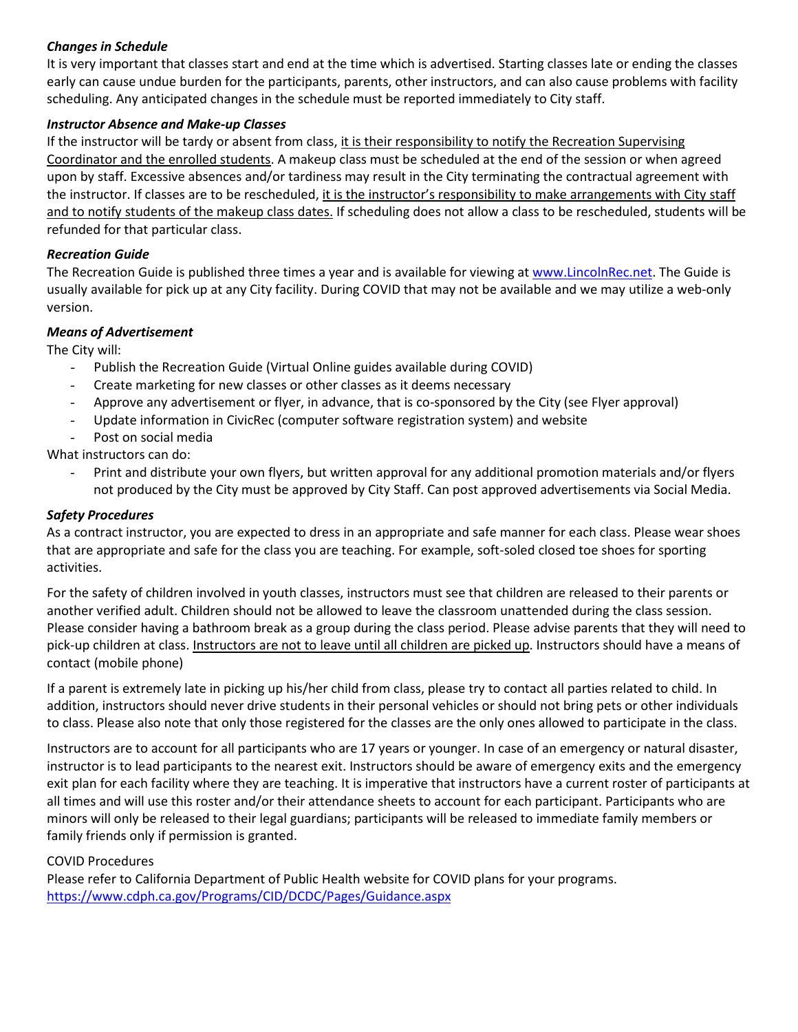### *Changes in Schedule*

It is very important that classes start and end at the time which is advertised. Starting classes late or ending the classes early can cause undue burden for the participants, parents, other instructors, and can also cause problems with facility scheduling. Any anticipated changes in the schedule must be reported immediately to City staff.

### *Instructor Absence and Make-up Classes*

If the instructor will be tardy or absent from class, it is their responsibility to notify the Recreation Supervising Coordinator and the enrolled students. A makeup class must be scheduled at the end of the session or when agreed upon by staff. Excessive absences and/or tardiness may result in the City terminating the contractual agreement with the instructor. If classes are to be rescheduled, it is the instructor's responsibility to make arrangements with City staff and to notify students of the makeup class dates. If scheduling does not allow a class to be rescheduled, students will be refunded for that particular class.

### *Recreation Guide*

The Recreation Guide is published three times a year and is available for viewing at [www.LincolnRec.net](www.LincolnRec.net). The Guide is usually available for pick up at any City facility. During COVID that may not be available and we may utilize a web-only version.

### *Means of Advertisement*

The City will:

- Publish the Recreation Guide (Virtual Online guides available during COVID)
- Create marketing for new classes or other classes as it deems necessary
- Approve any advertisement or flyer, in advance, that is co-sponsored by the City (see Flyer approval)
- Update information in CivicRec (computer software registration system) and website
- Post on social media

What instructors can do:

- Print and distribute your own flyers, but written approval for any additional promotion materials and/or flyers not produced by the City must be approved by City Staff. Can post approved advertisements via Social Media.

### *Safety Procedures*

As a contract instructor, you are expected to dress in an appropriate and safe manner for each class. Please wear shoes that are appropriate and safe for the class you are teaching. For example, soft-soled closed toe shoes for sporting activities.

For the safety of children involved in youth classes, instructors must see that children are released to their parents or another verified adult. Children should not be allowed to leave the classroom unattended during the class session. Please consider having a bathroom break as a group during the class period. Please advise parents that they will need to pick-up children at class. Instructors are not to leave until all children are picked up. Instructors should have a means of contact (mobile phone)

If a parent is extremely late in picking up his/her child from class, please try to contact all parties related to child. In addition, instructors should never drive students in their personal vehicles or should not bring pets or other individuals to class. Please also note that only those registered for the classes are the only ones allowed to participate in the class.

Instructors are to account for all participants who are 17 years or younger. In case of an emergency or natural disaster, instructor is to lead participants to the nearest exit. Instructors should be aware of emergency exits and the emergency exit plan for each facility where they are teaching. It is imperative that instructors have a current roster of participants at all times and will use this roster and/or their attendance sheets to account for each participant. Participants who are minors will only be released to their legal guardians; participants will be released to immediate family members or family friends only if permission is granted.

COVID Procedures

Please refer to California Department of Public Health website for COVID plans for your programs.
[https://www.cdph.ca.gov/Programs/CID/DCDC/Pages/Guidance.aspx](https://www.cdph.ca.gov/Programs/CID/DCDC/Pages/Guidance.aspx)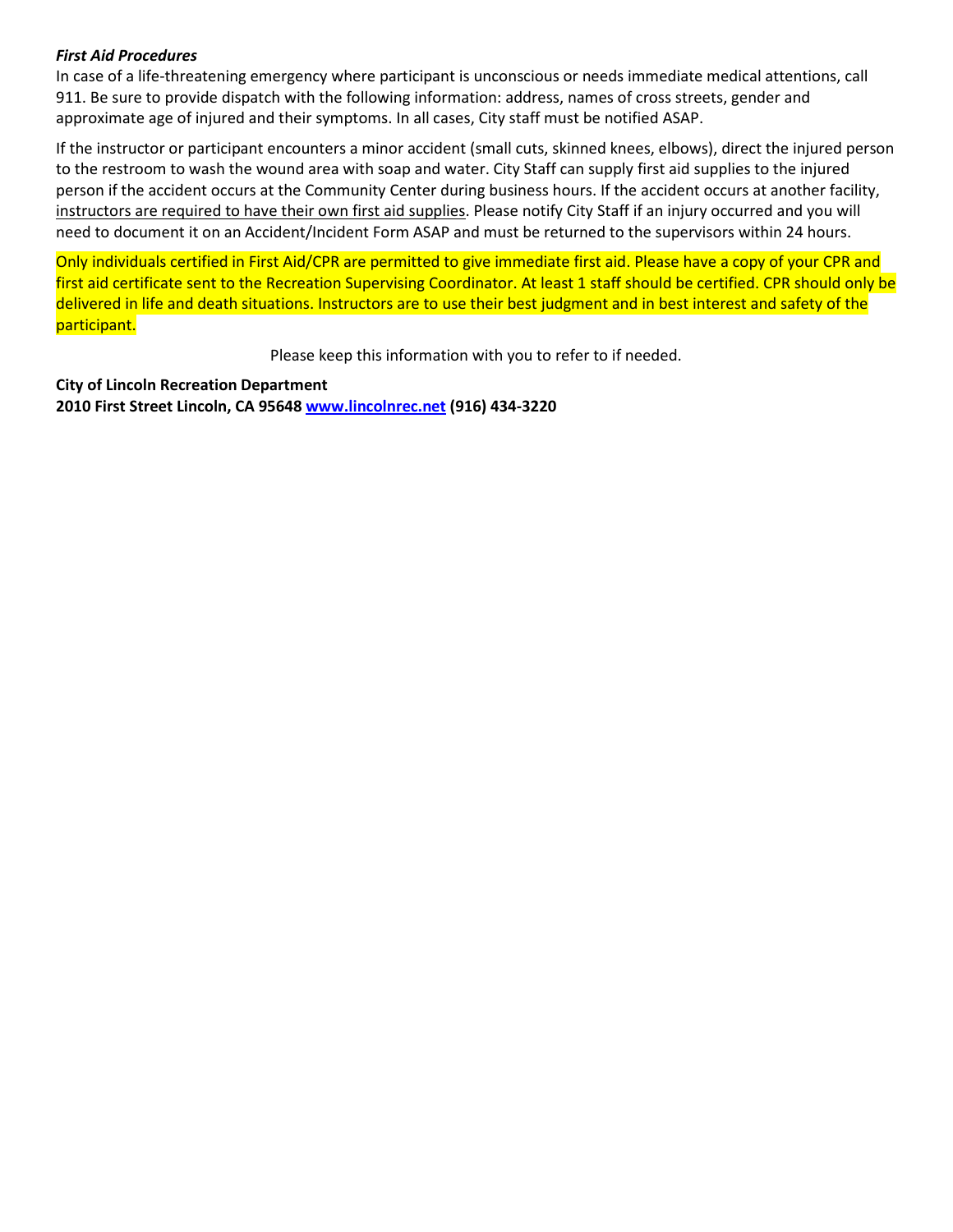***First Aid Procedures***

In case of a life-threatening emergency where participant is unconscious or needs immediate medical attentions, call 911. Be sure to provide dispatch with the following information: address, names of cross streets, gender and approximate age of injured and their symptoms. In all cases, City staff must be notified ASAP.

If the instructor or participant encounters a minor accident (small cuts, skinned knees, elbows), direct the injured person to the restroom to wash the wound area with soap and water. City Staff can supply first aid supplies to the injured person if the accident occurs at the Community Center during business hours. If the accident occurs at another facility, instructors are required to have their own first aid supplies. Please notify City Staff if an injury occurred and you will need to document it on an Accident/Incident Form ASAP and must be returned to the supervisors within 24 hours.

Only individuals certified in First Aid/CPR are permitted to give immediate first aid. Please have a copy of your CPR and first aid certificate sent to the Recreation Supervising Coordinator. At least 1 staff should be certified. CPR should only be delivered in life and death situations. Instructors are to use their best judgment and in best interest and safety of the participant.

Please keep this information with you to refer to if needed.

**City of Lincoln Recreation Department**
**2010 First Street Lincoln, CA 95648 www.lincolnrec.net (916) 434-3220**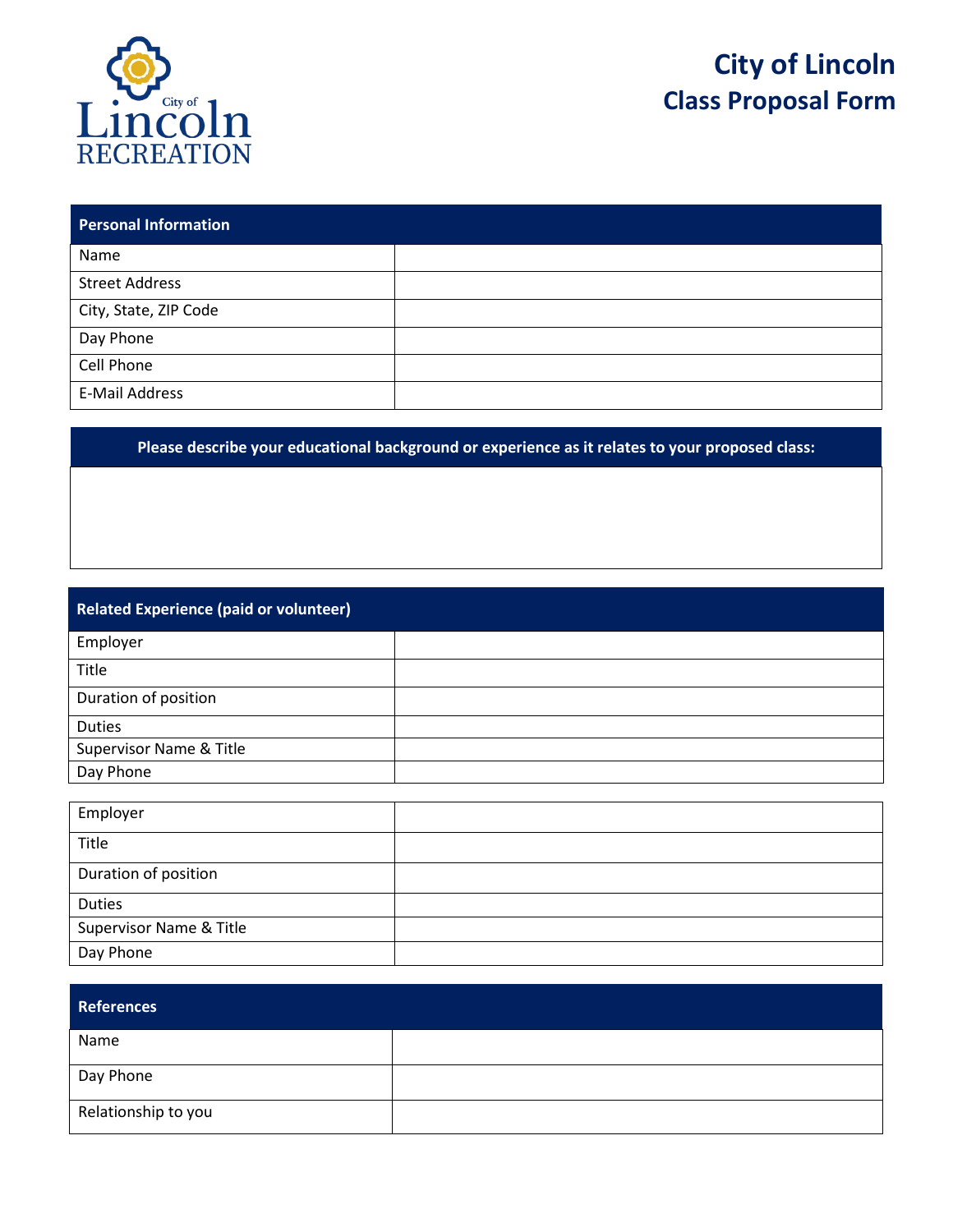City of Lincoln Recreation

# City of Lincoln
## Class Proposal Form

| Personal Information | |
|---|---|
| Name | |
| Street Address | |
| City, State, ZIP Code | |
| Day Phone | |
| Cell Phone | |
| E-Mail Address | |

| Please describe your educational background or experience as it relates to your proposed class: |
|---|
| |

| Related Experience (paid or volunteer) | |
|---|---|
| Employer | |
| Title | |
| Duration of position | |
| Duties | |
| Supervisor Name & Title | |
| Day Phone | |

| Employer | |
|---|---|
| Title | |
| Duration of position | |
| Duties | |
| Supervisor Name & Title | |
| Day Phone | |

| References | |
|---|---|
| Name | |
| Day Phone | |
| Relationship to you | |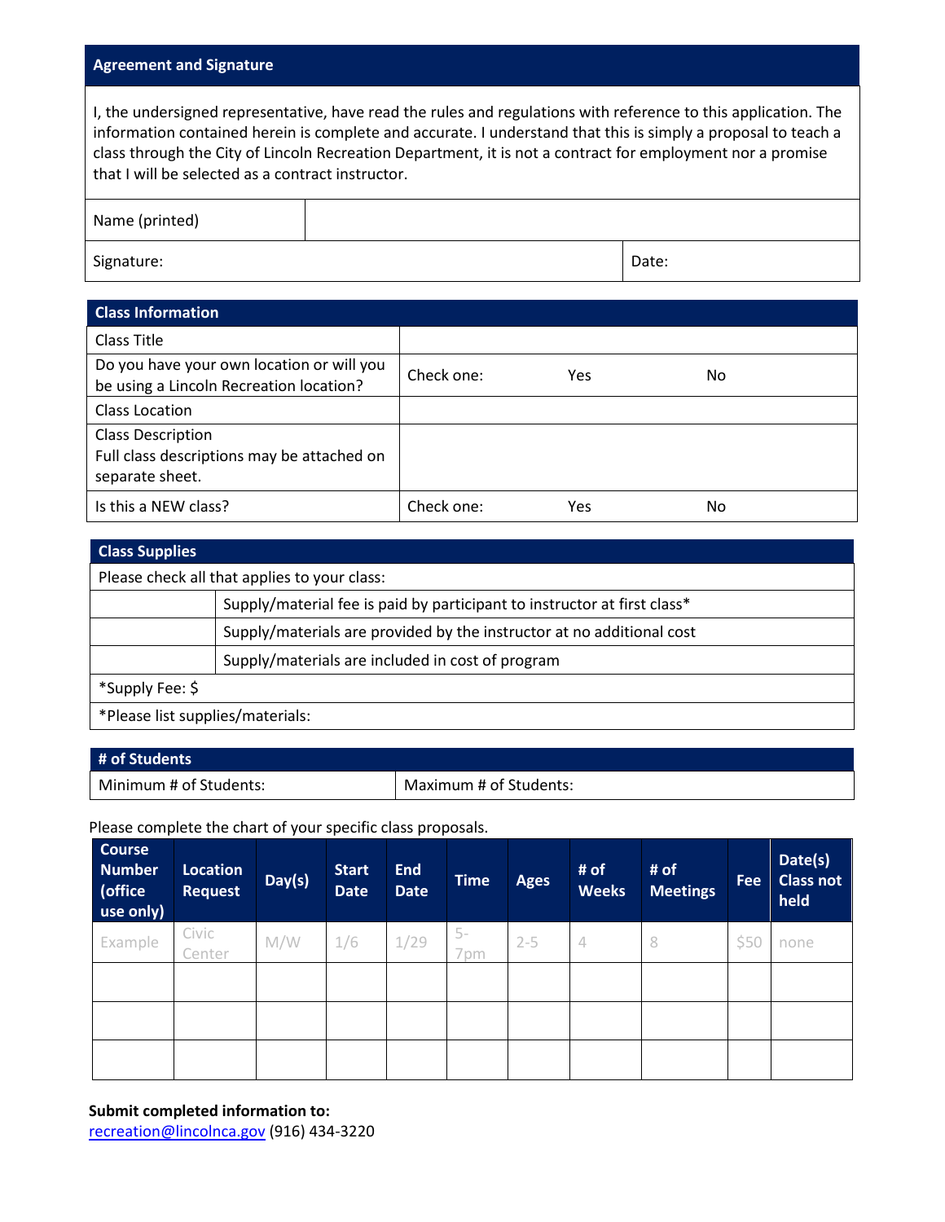## Agreement and Signature

I, the undersigned representative, have read the rules and regulations with reference to this application. The information contained herein is complete and accurate. I understand that this is simply a proposal to teach a class through the City of Lincoln Recreation Department, it is not a contract for employment nor a promise that I will be selected as a contract instructor.

| | | |
|---|---|---|
| Name (printed) | | |
| Signature: | | Date: |

## Class Information

| | | | |
|---|---|---|---|
| Class Title | | | |
| Do you have your own location or will you be using a Lincoln Recreation location? | Check one: | Yes | No |
| Class Location | | | |
| Class Description<br>Full class descriptions may be attached on separate sheet. | | | |
| Is this a NEW class? | Check one: | Yes | No |

## Class Supplies

| | |
|---|---|
| Please check all that applies to your class: | |
| | Supply/material fee is paid by participant to instructor at first class* |
| | Supply/materials are provided by the instructor at no additional cost |
| | Supply/materials are included in cost of program |
| *Supply Fee: $ | |
| *Please list supplies/materials: | |

## # of Students

| | |
|---|---|
| Minimum # of Students: | Maximum # of Students: |

Please complete the chart of your specific class proposals.

| Course Number (office use only) | Location Request | Day(s) | Start Date | End Date | Time | Ages | # of Weeks | # of Meetings | Fee | Date(s) Class not held |
|---|---|---|---|---|---|---|---|---|---|---|
| Example | Civic Center | M/W | 1/6 | 1/29 | 5-7pm | 2-5 | 4 | 8 | $50 | none |
| | | | | | | | | | | |
| | | | | | | | | | | |
| | | | | | | | | | | |

**Submit completed information to:**
recreation@lincolnca.gov (916) 434-3220